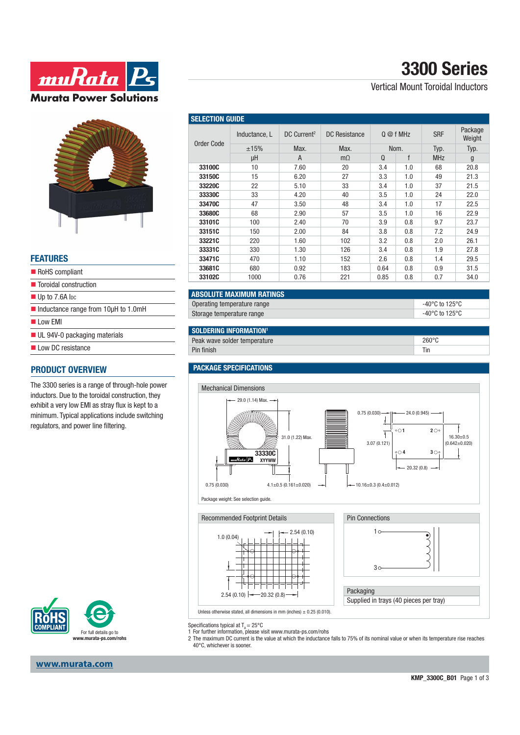# 3300 Series

Vertical Mount Toroidal Inductors

## FEATURES

- RoHS compliant
- Toroidal construction
- Up to 7.6A IDC
- Inductance range from 10μH to 1.0mH
- Low EMI
- UL 94V-0 packaging materials
- Low DC resistance

## PRODUCT OVERVIEW

The 3300 series is a range of through-hole power inductors. Due to the toroidal construction, they exhibit a very low EMI as stray flux is kept to a minimum. Typical applications include switching regulators, and power line filtering.

## SELECTION GUIDE

| Order Code | Inductance, L | DC Current[2] | DC Resistance | Q @ f MHz | | SRF | Package Weight |
|---|---|---|---|---|---|---|---|
| | ±15% | Max. | Max. | Nom. | | Typ. | Typ. |
| | μH | A | mΩ | Q | f | MHz | g |
| 33100C | 10 | 7.60 | 20 | 3.4 | 1.0 | 68 | 20.8 |
| 33150C | 15 | 6.20 | 27 | 3.3 | 1.0 | 49 | 21.3 |
| 33220C | 22 | 5.10 | 33 | 3.4 | 1.0 | 37 | 21.5 |
| 33330C | 33 | 4.20 | 40 | 3.5 | 1.0 | 24 | 22.0 |
| 33470C | 47 | 3.50 | 48 | 3.4 | 1.0 | 17 | 22.5 |
| 33680C | 68 | 2.90 | 57 | 3.5 | 1.0 | 16 | 22.9 |
| 33101C | 100 | 2.40 | 70 | 3.9 | 0.8 | 9.7 | 23.7 |
| 33151C | 150 | 2.00 | 84 | 3.8 | 0.8 | 7.2 | 24.9 |
| 33221C | 220 | 1.60 | 102 | 3.2 | 0.8 | 2.0 | 26.1 |
| 33331C | 330 | 1.30 | 126 | 3.4 | 0.8 | 1.9 | 27.8 |
| 33471C | 470 | 1.10 | 152 | 2.6 | 0.8 | 1.4 | 29.5 |
| 33681C | 680 | 0.92 | 183 | 0.64 | 0.8 | 0.9 | 31.5 |
| 33102C | 1000 | 0.76 | 221 | 0.85 | 0.8 | 0.7 | 34.0 |

## ABSOLUTE MAXIMUM RATINGS

| | |
|---|---|
| Operating temperature range | -40°C to 125°C |
| Storage temperature range | -40°C to 125°C |

## SOLDERING INFORMATION[1]

| | |
|---|---|
| Peak wave solder temperature | 260°C |
| Pin finish | Tin |

## PACKAGE SPECIFICATIONS

### Mechanical Dimensions

29.0 (1.14) Max.; 31.0 (1.22) Max.; 33330C; XYYWW; 0.75 (0.030); 4.1±0.5 (0.161±0.020); 10.16±0.3 (0.4±0.012); 0.75 (0.030); 24.0 (0.945); 3.07 (0.121); 16.30±0.5 (0.642±0.020); 20.32 (0.8); pins 1, 2, 3, 4

Package weight: See selection guide.

### Recommended Footprint Details

1.0 (0.04); 2.54 (0.10); 2.54 (0.10); 20.32 (0.8)

### Pin Connections

1, 3

### Packaging

Supplied in trays (40 pieces per tray)

Unless otherwise stated, all dimensions in mm (inches) ± 0.25 (0.010).

Specifications typical at $T_A = 25°C$

1 For further information, please visit www.murata-ps.com/rohs

2 The maximum DC current is the value at which the inductance falls to 75% of its nominal value or when its temperature rise reaches 40°C, whichever is sooner.

For full details go to www.murata-ps.com/rohs

www.murata.com

KMP_3300C_B01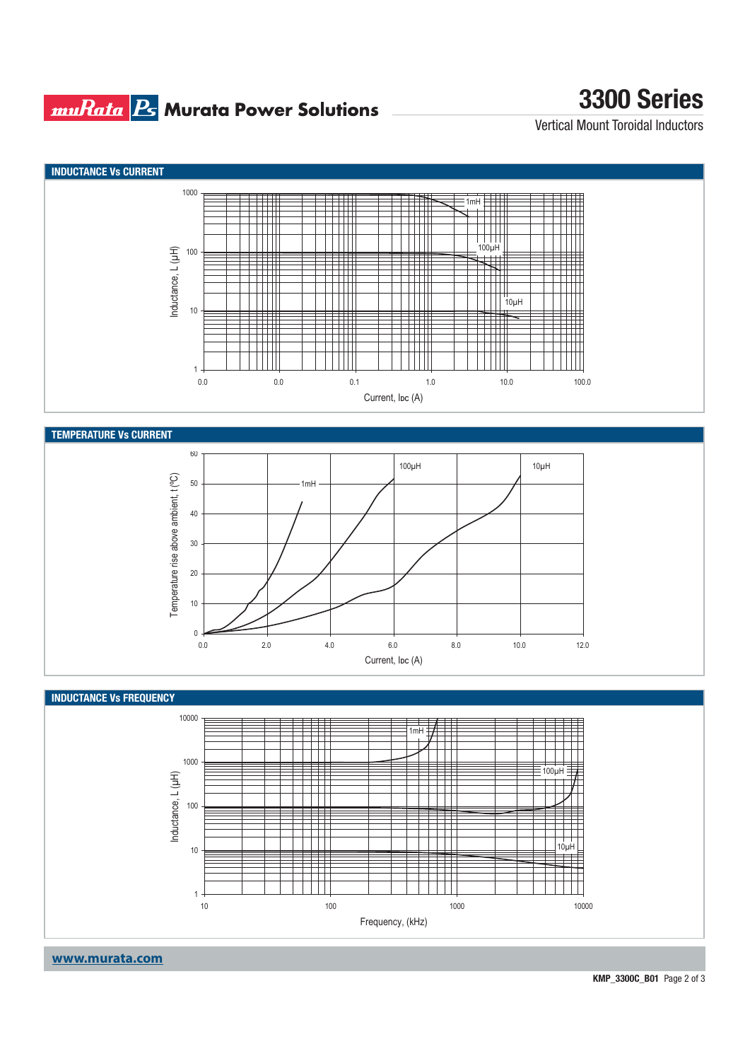## INDUCTANCE Vs CURRENT

Inductance, L (µH)

1000
100
10
1

0.0 0.0 0.1 1.0 10.0 100.0

Current, IDC (A)

1mH
100µH
10µH

## TEMPERATURE Vs CURRENT

Temperature rise above ambient, t (ºC)

60
50
40
30
20
10
0

0.0 2.0 4.0 6.0 8.0 10.0 12.0

Current, IDC (A)

1mH
100µH
10µH

## INDUCTANCE Vs FREQUENCY

Inductance, L (µH)

10000
1000
100
10
1

10 100 1000 10000

Frequency, (kHz)

1mH
100µH
10µH

www.murata.com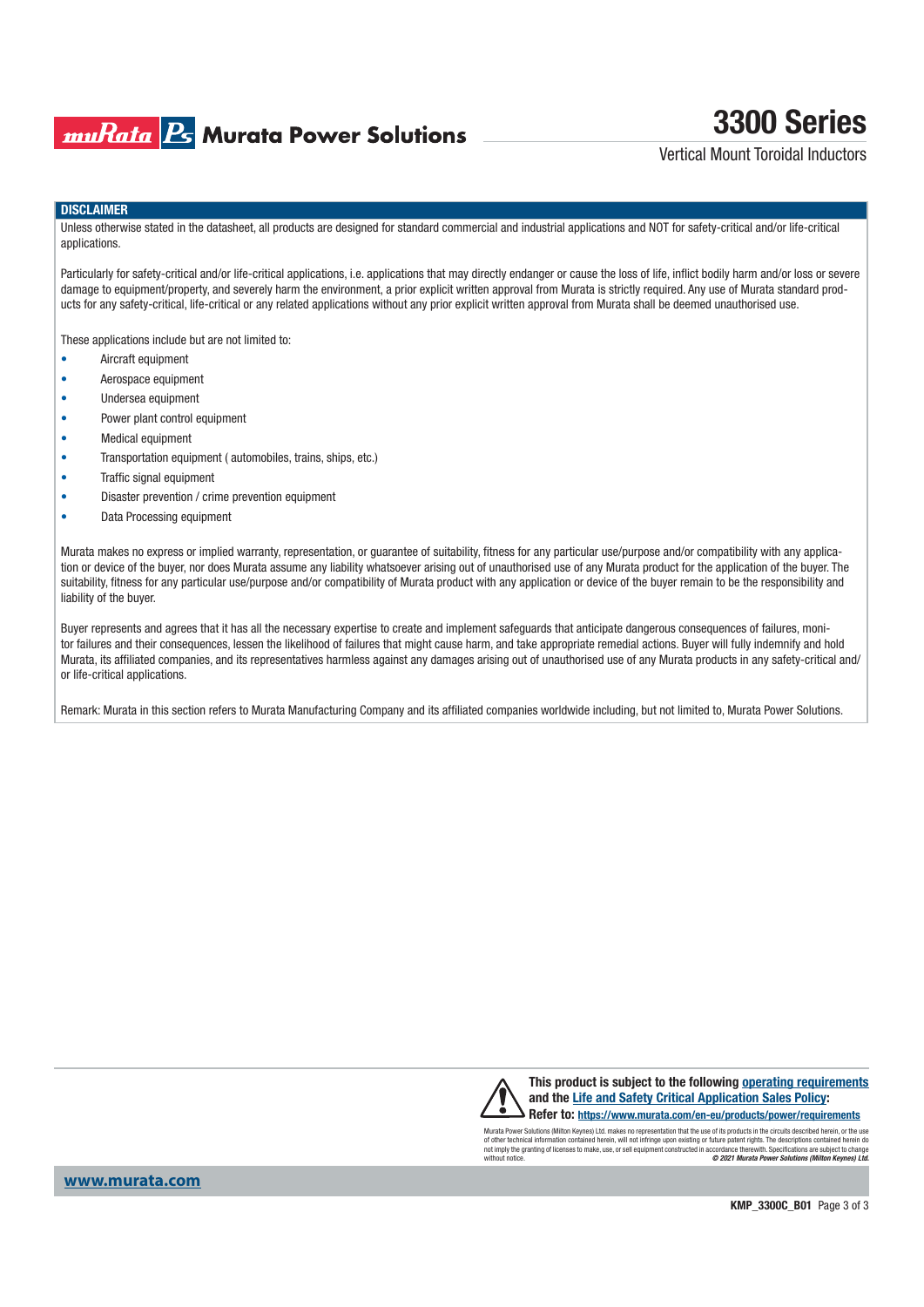## DISCLAIMER

Unless otherwise stated in the datasheet, all products are designed for standard commercial and industrial applications and NOT for safety-critical and/or life-critical applications.

Particularly for safety-critical and/or life-critical applications, i.e. applications that may directly endanger or cause the loss of life, inflict bodily harm and/or loss or severe damage to equipment/property, and severely harm the environment, a prior explicit written approval from Murata is strictly required. Any use of Murata standard products for any safety-critical, life-critical or any related applications without any prior explicit written approval from Murata shall be deemed unauthorised use.

These applications include but are not limited to:

- Aircraft equipment
- Aerospace equipment
- Undersea equipment
- Power plant control equipment
- Medical equipment
- Transportation equipment ( automobiles, trains, ships, etc.)
- Traffic signal equipment
- Disaster prevention / crime prevention equipment
- Data Processing equipment

Murata makes no express or implied warranty, representation, or guarantee of suitability, fitness for any particular use/purpose and/or compatibility with any application or device of the buyer, nor does Murata assume any liability whatsoever arising out of unauthorised use of any Murata product for the application of the buyer. The suitability, fitness for any particular use/purpose and/or compatibility of Murata product with any application or device of the buyer remain to be the responsibility and liability of the buyer.

Buyer represents and agrees that it has all the necessary expertise to create and implement safeguards that anticipate dangerous consequences of failures, monitor failures and their consequences, lessen the likelihood of failures that might cause harm, and take appropriate remedial actions. Buyer will fully indemnify and hold Murata, its affiliated companies, and its representatives harmless against any damages arising out of unauthorised use of any Murata products in any safety-critical and/or life-critical applications.

Remark: Murata in this section refers to Murata Manufacturing Company and its affiliated companies worldwide including, but not limited to, Murata Power Solutions.

**This product is subject to the following operating requirements and the Life and Safety Critical Application Sales Policy:**
**Refer to: https://www.murata.com/en-eu/products/power/requirements**

Murata Power Solutions (Milton Keynes) Ltd. makes no representation that the use of its products in the circuits described herein, or the use of other technical information contained herein, will not infringe upon existing or future patent rights. The descriptions contained herein do not imply the granting of licenses to make, use, or sell equipment constructed in accordance therewith. Specifications are subject to change without notice. *© 2021 Murata Power Solutions (Milton Keynes) Ltd.*